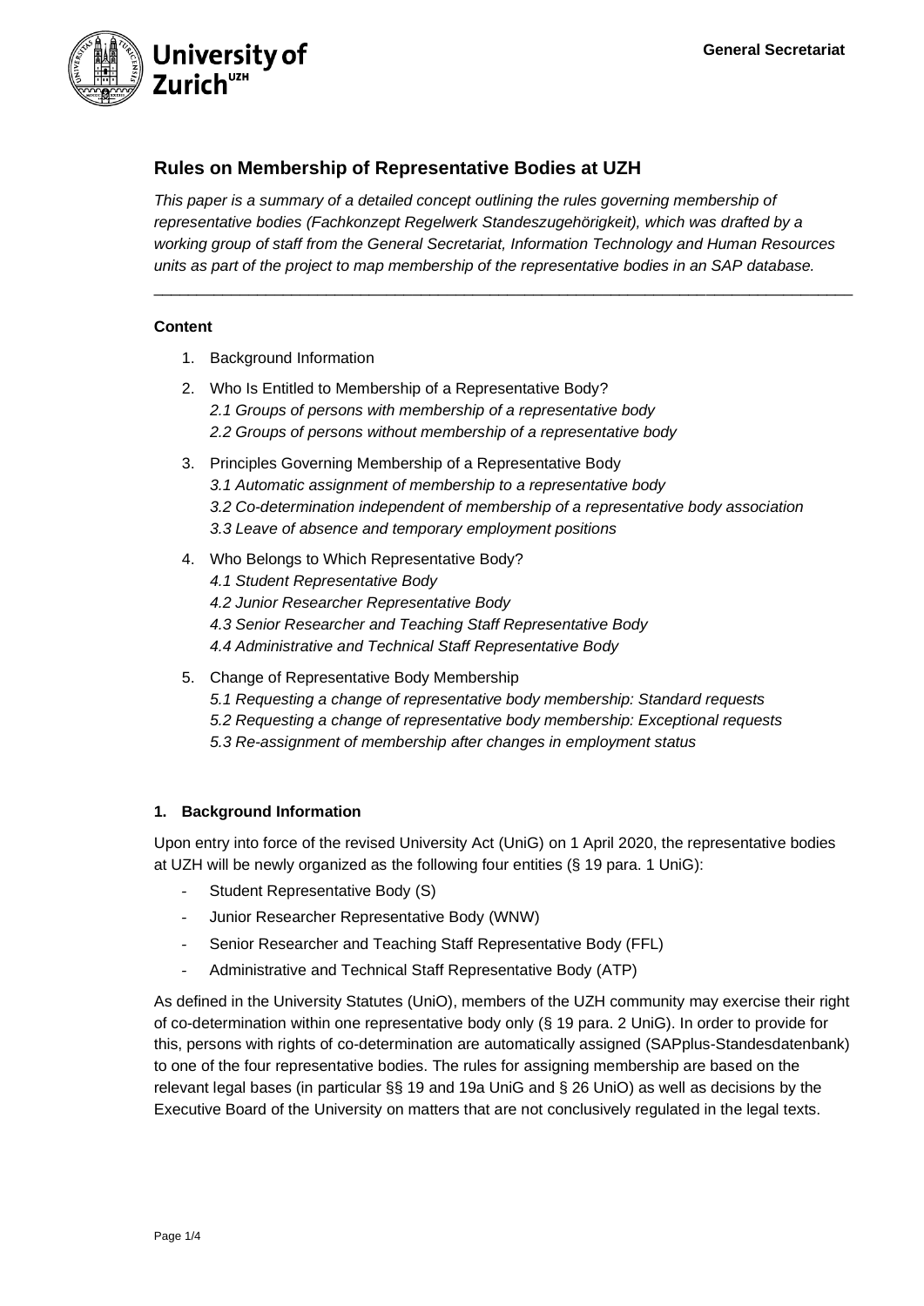General Secretariat

## Rules on Membership of Representative Bodies at UZH

*This paper is a summary of a detailed concept outlining the rules governing membership of representative bodies (Fachkonzept Regelwerk Standeszugehörigkeit), which was drafted by a working group of staff from the General Secretariat, Information Technology and Human Resources units as part of the project to map membership of the representative bodies in an SAP database.*

---

**Content**

1. Background Information
2. Who Is Entitled to Membership of a Representative Body?
   *2.1 Groups of persons with membership of a representative body*
   *2.2 Groups of persons without membership of a representative body*
3. Principles Governing Membership of a Representative Body
   *3.1 Automatic assignment of membership to a representative body*
   *3.2 Co-determination independent of membership of a representative body association*
   *3.3 Leave of absence and temporary employment positions*
4. Who Belongs to Which Representative Body?
   *4.1 Student Representative Body*
   *4.2 Junior Researcher Representative Body*
   *4.3 Senior Researcher and Teaching Staff Representative Body*
   *4.4 Administrative and Technical Staff Representative Body*
5. Change of Representative Body Membership
   *5.1 Requesting a change of representative body membership: Standard requests*
   *5.2 Requesting a change of representative body membership: Exceptional requests*
   *5.3 Re-assignment of membership after changes in employment status*

### 1. Background Information

Upon entry into force of the revised University Act (UniG) on 1 April 2020, the representative bodies at UZH will be newly organized as the following four entities (§ 19 para. 1 UniG):

- Student Representative Body (S)
- Junior Researcher Representative Body (WNW)
- Senior Researcher and Teaching Staff Representative Body (FFL)
- Administrative and Technical Staff Representative Body (ATP)

As defined in the University Statutes (UniO), members of the UZH community may exercise their right of co-determination within one representative body only (§ 19 para. 2 UniG). In order to provide for this, persons with rights of co-determination are automatically assigned (SAPplus-Standesdatenbank) to one of the four representative bodies. The rules for assigning membership are based on the relevant legal bases (in particular §§ 19 and 19a UniG and § 26 UniO) as well as decisions by the Executive Board of the University on matters that are not conclusively regulated in the legal texts.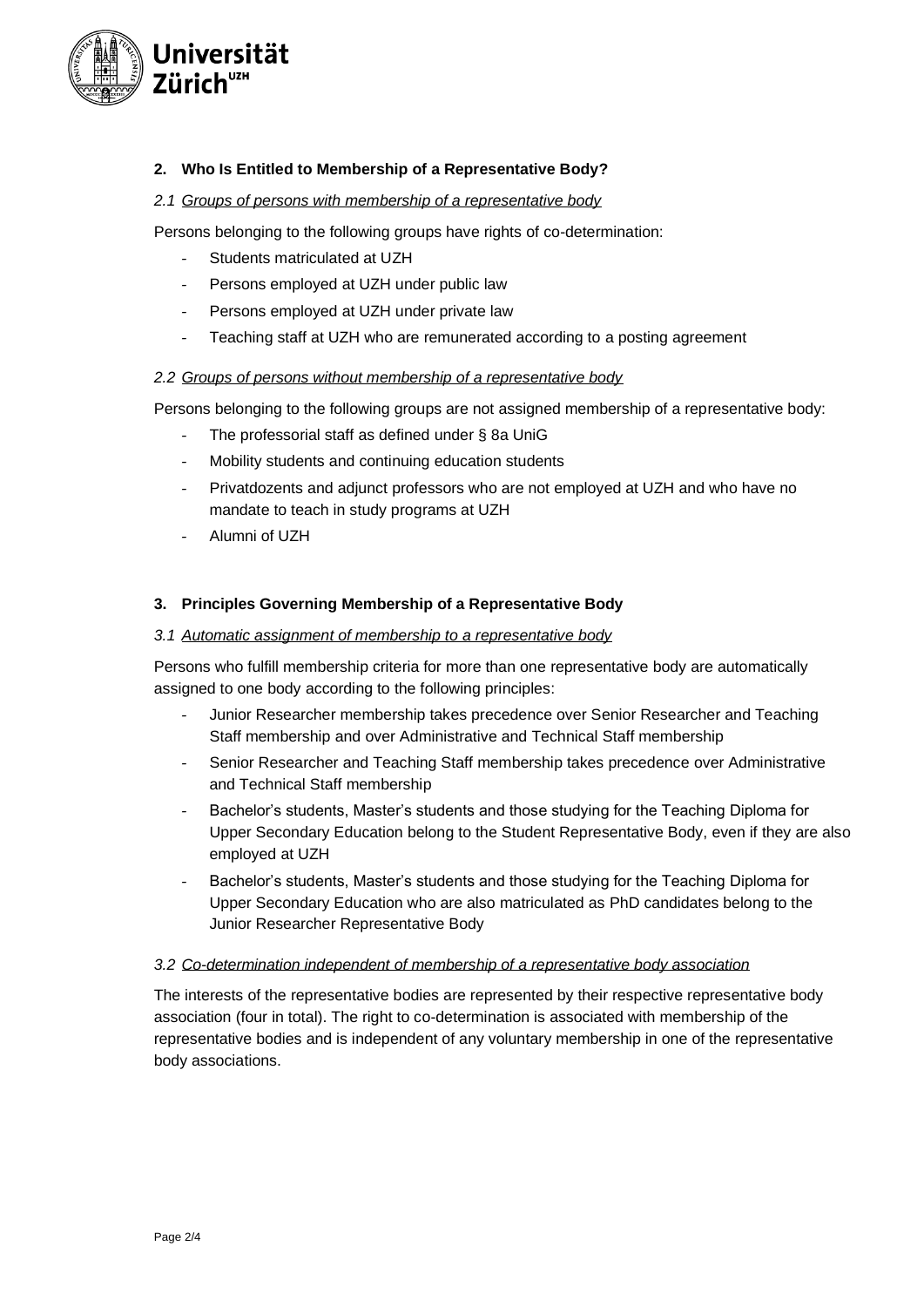## 2. Who Is Entitled to Membership of a Representative Body?

### 2.1 Groups of persons with membership of a representative body

Persons belonging to the following groups have rights of co-determination:

- Students matriculated at UZH
- Persons employed at UZH under public law
- Persons employed at UZH under private law
- Teaching staff at UZH who are remunerated according to a posting agreement

### 2.2 Groups of persons without membership of a representative body

Persons belonging to the following groups are not assigned membership of a representative body:

- The professorial staff as defined under § 8a UniG
- Mobility students and continuing education students
- Privatdozents and adjunct professors who are not employed at UZH and who have no mandate to teach in study programs at UZH
- Alumni of UZH

## 3. Principles Governing Membership of a Representative Body

### 3.1 Automatic assignment of membership to a representative body

Persons who fulfill membership criteria for more than one representative body are automatically assigned to one body according to the following principles:

- Junior Researcher membership takes precedence over Senior Researcher and Teaching Staff membership and over Administrative and Technical Staff membership
- Senior Researcher and Teaching Staff membership takes precedence over Administrative and Technical Staff membership
- Bachelor's students, Master's students and those studying for the Teaching Diploma for Upper Secondary Education belong to the Student Representative Body, even if they are also employed at UZH
- Bachelor's students, Master's students and those studying for the Teaching Diploma for Upper Secondary Education who are also matriculated as PhD candidates belong to the Junior Researcher Representative Body

### 3.2 Co-determination independent of membership of a representative body association

The interests of the representative bodies are represented by their respective representative body association (four in total). The right to co-determination is associated with membership of the representative bodies and is independent of any voluntary membership in one of the representative body associations.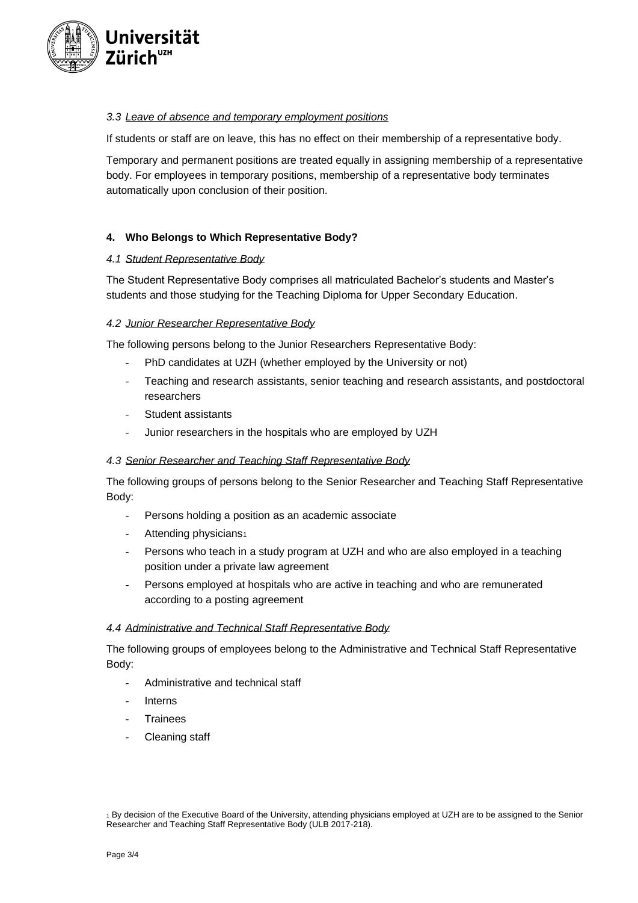### *3.3 Leave of absence and temporary employment positions*

If students or staff are on leave, this has no effect on their membership of a representative body.

Temporary and permanent positions are treated equally in assigning membership of a representative body. For employees in temporary positions, membership of a representative body terminates automatically upon conclusion of their position.

## 4. Who Belongs to Which Representative Body?

### *4.1 Student Representative Body*

The Student Representative Body comprises all matriculated Bachelor's students and Master's students and those studying for the Teaching Diploma for Upper Secondary Education.

### *4.2 Junior Researcher Representative Body*

The following persons belong to the Junior Researchers Representative Body:

- PhD candidates at UZH (whether employed by the University or not)
- Teaching and research assistants, senior teaching and research assistants, and postdoctoral researchers
- Student assistants
- Junior researchers in the hospitals who are employed by UZH

### *4.3 Senior Researcher and Teaching Staff Representative Body*

The following groups of persons belong to the Senior Researcher and Teaching Staff Representative Body:

- Persons holding a position as an academic associate
- Attending physicians[1]
- Persons who teach in a study program at UZH and who are also employed in a teaching position under a private law agreement
- Persons employed at hospitals who are active in teaching and who are remunerated according to a posting agreement

### *4.4 Administrative and Technical Staff Representative Body*

The following groups of employees belong to the Administrative and Technical Staff Representative Body:

- Administrative and technical staff
- Interns
- Trainees
- Cleaning staff

[1] By decision of the Executive Board of the University, attending physicians employed at UZH are to be assigned to the Senior Researcher and Teaching Staff Representative Body (ULB 2017-218).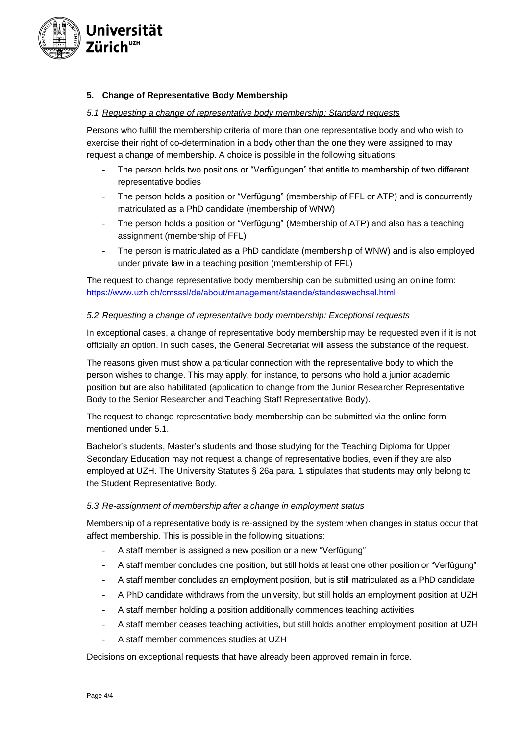## 5. Change of Representative Body Membership

### 5.1 Requesting a change of representative body membership: Standard requests

Persons who fulfill the membership criteria of more than one representative body and who wish to exercise their right of co-determination in a body other than the one they were assigned to may request a change of membership. A choice is possible in the following situations:

- The person holds two positions or "Verfügungen" that entitle to membership of two different representative bodies
- The person holds a position or "Verfügung" (membership of FFL or ATP) and is concurrently matriculated as a PhD candidate (membership of WNW)
- The person holds a position or "Verfügung" (Membership of ATP) and also has a teaching assignment (membership of FFL)
- The person is matriculated as a PhD candidate (membership of WNW) and is also employed under private law in a teaching position (membership of FFL)

The request to change representative body membership can be submitted using an online form: https://www.uzh.ch/cmsssl/de/about/management/staende/standeswechsel.html

### 5.2 Requesting a change of representative body membership: Exceptional requests

In exceptional cases, a change of representative body membership may be requested even if it is not officially an option. In such cases, the General Secretariat will assess the substance of the request.

The reasons given must show a particular connection with the representative body to which the person wishes to change. This may apply, for instance, to persons who hold a junior academic position but are also habilitated (application to change from the Junior Researcher Representative Body to the Senior Researcher and Teaching Staff Representative Body).

The request to change representative body membership can be submitted via the online form mentioned under 5.1.

Bachelor's students, Master's students and those studying for the Teaching Diploma for Upper Secondary Education may not request a change of representative bodies, even if they are also employed at UZH. The University Statutes § 26a para. 1 stipulates that students may only belong to the Student Representative Body.

### 5.3 Re-assignment of membership after a change in employment status

Membership of a representative body is re-assigned by the system when changes in status occur that affect membership. This is possible in the following situations:

- A staff member is assigned a new position or a new "Verfügung"
- A staff member concludes one position, but still holds at least one other position or "Verfügung"
- A staff member concludes an employment position, but is still matriculated as a PhD candidate
- A PhD candidate withdraws from the university, but still holds an employment position at UZH
- A staff member holding a position additionally commences teaching activities
- A staff member ceases teaching activities, but still holds another employment position at UZH
- A staff member commences studies at UZH

Decisions on exceptional requests that have already been approved remain in force.